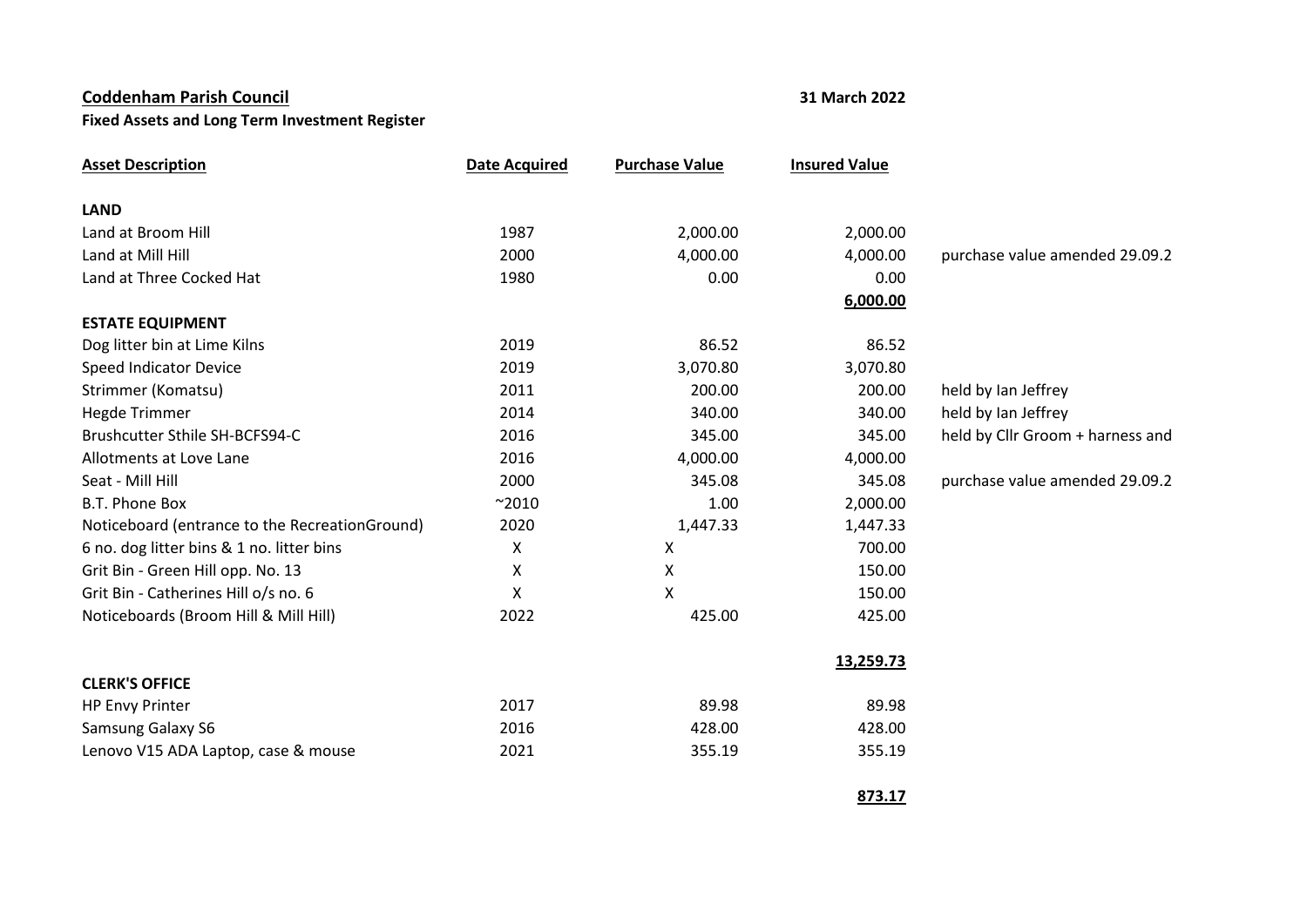**Coddenham Parish Council** | **31 March 2022**

**Fixed Assets and Long Term Investment Register**

| Asset Description | Date Acquired | Purchase Value | Insured Value | |
|---|---|---|---|---|
| **LAND** | | | | |
| Land at Broom Hill | 1987 | 2,000.00 | 2,000.00 | |
| Land at Mill Hill | 2000 | 4,000.00 | 4,000.00 | purchase value amended 29.09.2 |
| Land at Three Cocked Hat | 1980 | 0.00 | 0.00 | |
| | | | **6,000.00** | |
| **ESTATE EQUIPMENT** | | | | |
| Dog litter bin at Lime Kilns | 2019 | 86.52 | 86.52 | |
| Speed Indicator Device | 2019 | 3,070.80 | 3,070.80 | |
| Strimmer (Komatsu) | 2011 | 200.00 | 200.00 | held by Ian Jeffrey |
| Hegde Trimmer | 2014 | 340.00 | 340.00 | held by Ian Jeffrey |
| Brushcutter Sthile SH-BCFS94-C | 2016 | 345.00 | 345.00 | held by Cllr Groom + harness and |
| Allotments at Love Lane | 2016 | 4,000.00 | 4,000.00 | |
| Seat - Mill Hill | 2000 | 345.08 | 345.08 | purchase value amended 29.09.2 |
| B.T. Phone Box | ~2010 | 1.00 | 2,000.00 | |
| Noticeboard (entrance to the RecreationGround) | 2020 | 1,447.33 | 1,447.33 | |
| 6 no. dog litter bins & 1 no. litter bins | X | X | 700.00 | |
| Grit Bin - Green Hill opp. No. 13 | X | X | 150.00 | |
| Grit Bin - Catherines Hill o/s no. 6 | X | X | 150.00 | |
| Noticeboards (Broom Hill & Mill Hill) | 2022 | 425.00 | 425.00 | |
| | | | **13,259.73** | |
| **CLERK'S OFFICE** | | | | |
| HP Envy Printer | 2017 | 89.98 | 89.98 | |
| Samsung Galaxy S6 | 2016 | 428.00 | 428.00 | |
| Lenovo V15 ADA Laptop, case & mouse | 2021 | 355.19 | 355.19 | |
| | | | **873.17** | |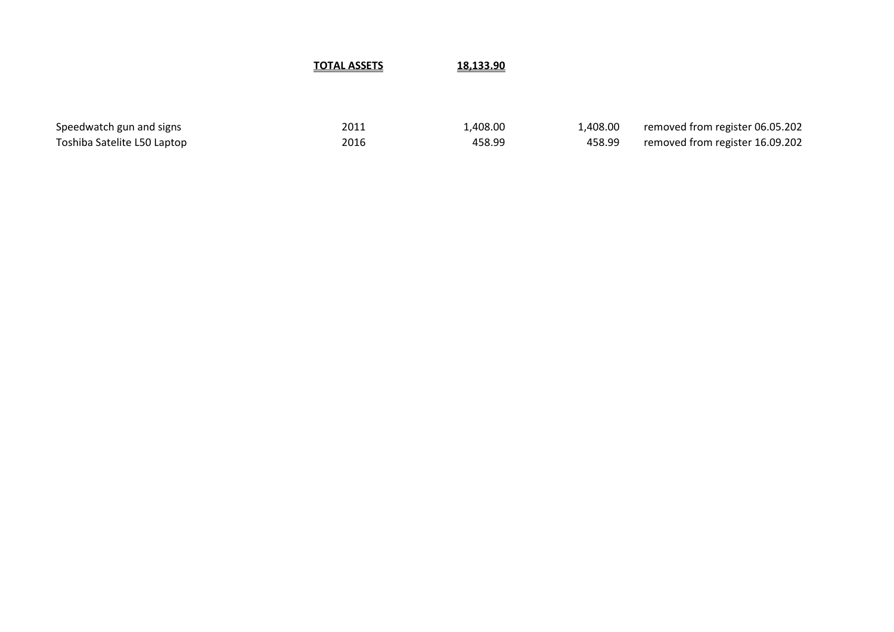**TOTAL ASSETS** **18,133.90**

| | | | | |
|---|---|---|---|---|
| Speedwatch gun and signs | 2011 | 1,408.00 | 1,408.00 | removed from register 06.05.202 |
| Toshiba Satelite L50 Laptop | 2016 | 458.99 | 458.99 | removed from register 16.09.202 |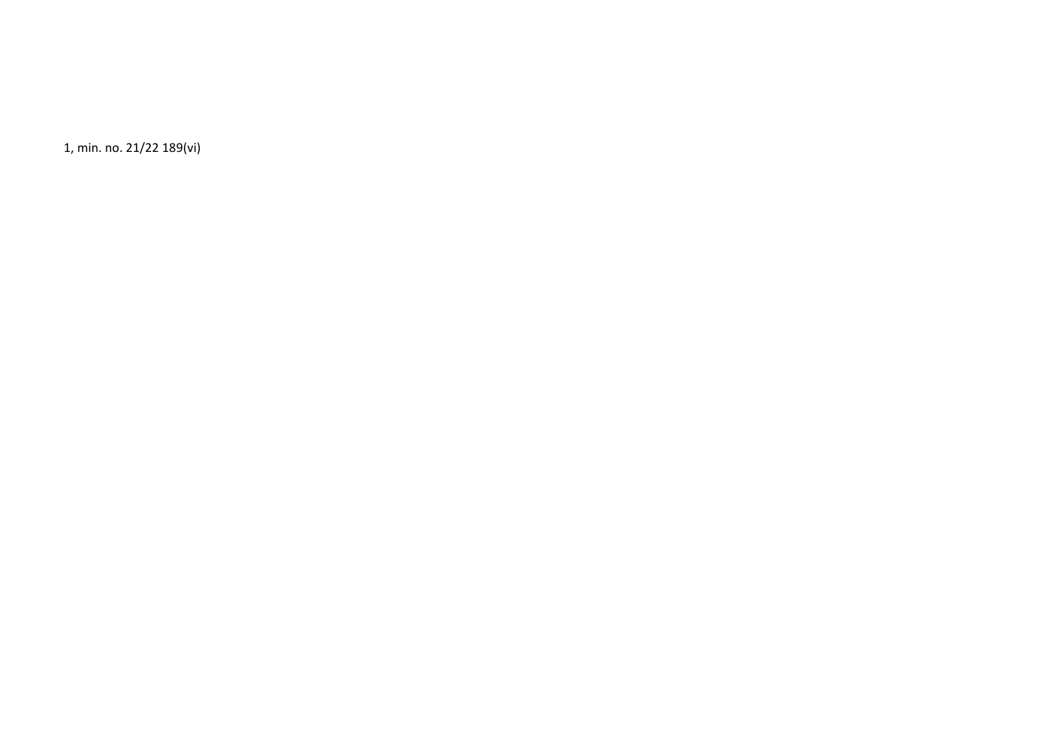1, min. no. 21/22 189(vi)